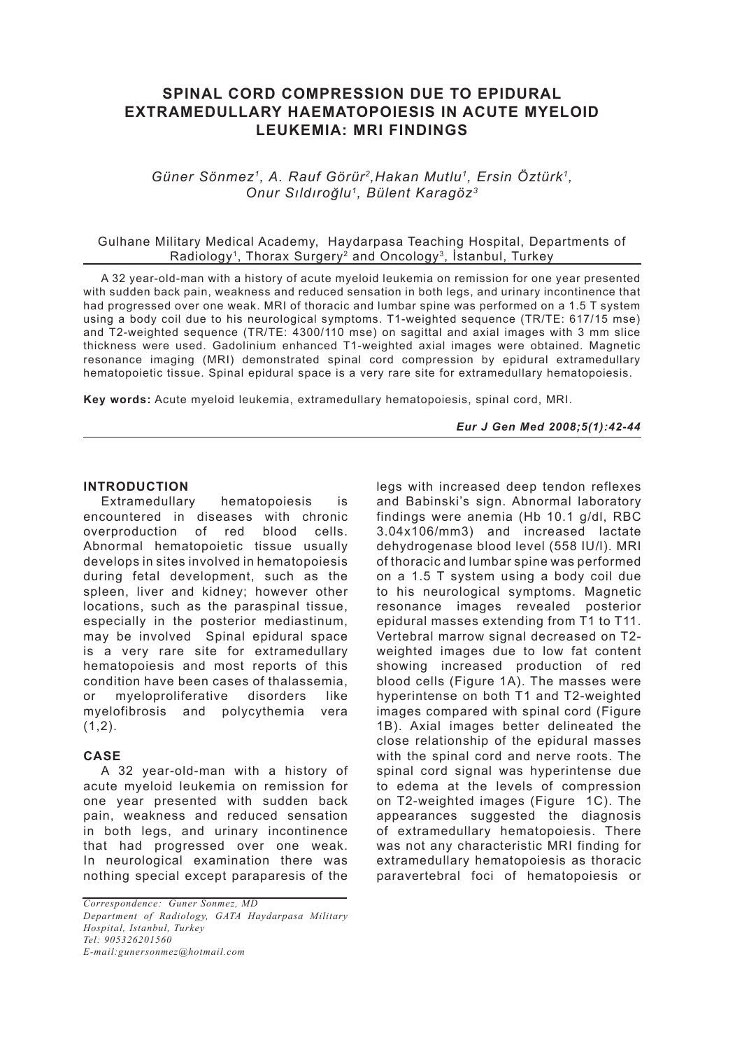# SPINAL CORD COMPRESSION DUE TO EPIDURAL EXTRAMEDULLARY HAEMATOPOIESIS IN ACUTE MYELOID LEUKEMIA: MRI FINDINGS

*Güner Sönmez[1], A. Rauf Görür[2], Hakan Mutlu[1], Ersin Öztürk[1], Onur Sıldıroğlu[1], Bülent Karagöz[3]*

Gulhane Military Medical Academy, Haydarpasa Teaching Hospital, Departments of Radiology[1], Thorax Surgery[2] and Oncology[3], İstanbul, Turkey

A 32 year-old-man with a history of acute myeloid leukemia on remission for one year presented with sudden back pain, weakness and reduced sensation in both legs, and urinary incontinence that had progressed over one weak. MRI of thoracic and lumbar spine was performed on a 1.5 T system using a body coil due to his neurological symptoms. T1-weighted sequence (TR/TE: 617/15 mse) and T2-weighted sequence (TR/TE: 4300/110 mse) on sagittal and axial images with 3 mm slice thickness were used. Gadolinium enhanced T1-weighted axial images were obtained. Magnetic resonance imaging (MRI) demonstrated spinal cord compression by epidural extramedullary hematopoietic tissue. Spinal epidural space is a very rare site for extramedullary hematopoiesis.

**Key words:** Acute myeloid leukemia, extramedullary hematopoiesis, spinal cord, MRI.

## INTRODUCTION

Extramedullary hematopoiesis is encountered in diseases with chronic overproduction of red blood cells. Abnormal hematopoietic tissue usually develops in sites involved in hematopoiesis during fetal development, such as the spleen, liver and kidney; however other locations, such as the paraspinal tissue, especially in the posterior mediastinum, may be involved Spinal epidural space is a very rare site for extramedullary hematopoiesis and most reports of this condition have been cases of thalassemia, or myeloproliferative disorders like myelofibrosis and polycythemia vera (1,2).

## CASE

A 32 year-old-man with a history of acute myeloid leukemia on remission for one year presented with sudden back pain, weakness and reduced sensation in both legs, and urinary incontinence that had progressed over one weak. In neurological examination there was nothing special except paraparesis of the legs with increased deep tendon reflexes and Babinski's sign. Abnormal laboratory findings were anemia (Hb 10.1 g/dl, RBC 3.04x106/mm3) and increased lactate dehydrogenase blood level (558 IU/l). MRI of thoracic and lumbar spine was performed on a 1.5 T system using a body coil due to his neurological symptoms. Magnetic resonance images revealed posterior epidural masses extending from T1 to T11. Vertebral marrow signal decreased on T2-weighted images due to low fat content showing increased production of red blood cells (Figure 1A). The masses were hyperintense on both T1 and T2-weighted images compared with spinal cord (Figure 1B). Axial images better delineated the close relationship of the epidural masses with the spinal cord and nerve roots. The spinal cord signal was hyperintense due to edema at the levels of compression on T2-weighted images (Figure 1C). The appearances suggested the diagnosis of extramedullary hematopoiesis. There was not any characteristic MRI finding for extramedullary hematopoiesis as thoracic paravertebral foci of hematopoiesis or

*Correspondence: Guner Sonmez, MD*
*Department of Radiology, GATA Haydarpasa Military Hospital, Istanbul, Turkey*
*Tel: 905326201560*
*E-mail:gunersonmez@hotmail.com*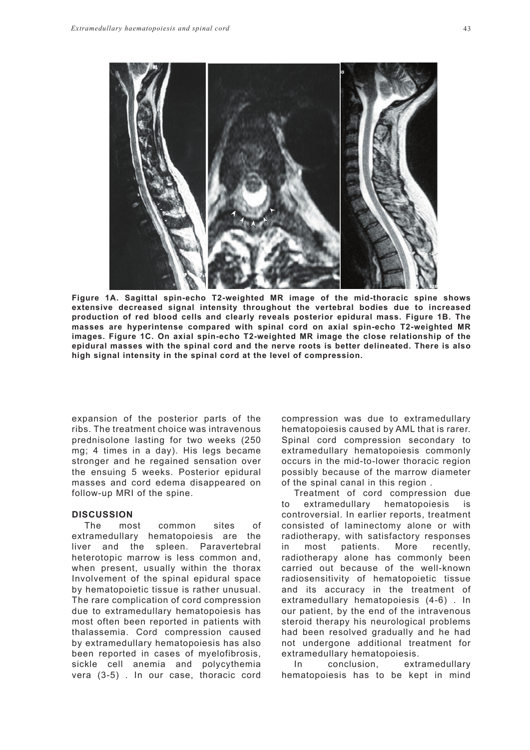**Figure 1A. Sagittal spin-echo T2-weighted MR image of the mid-thoracic spine shows extensive decreased signal intensity throughout the vertebral bodies due to increased production of red blood cells and clearly reveals posterior epidural mass. Figure 1B. The masses are hyperintense compared with spinal cord on axial spin-echo T2-weighted MR images. Figure 1C. On axial spin-echo T2-weighted MR image the close relationship of the epidural masses with the spinal cord and the nerve roots is better delineated. There is also high signal intensity in the spinal cord at the level of compression.**

expansion of the posterior parts of the ribs. The treatment choice was intravenous prednisolone lasting for two weeks (250 mg; 4 times in a day). His legs became stronger and he regained sensation over the ensuing 5 weeks. Posterior epidural masses and cord edema disappeared on follow-up MRI of the spine.

## DISCUSSION

The most common sites of extramedullary hematopoiesis are the liver and the spleen. Paravertebral heterotopic marrow is less common and, when present, usually within the thorax Involvement of the spinal epidural space by hematopoietic tissue is rather unusual. The rare complication of cord compression due to extramedullary hematopoiesis has most often been reported in patients with thalassemia. Cord compression caused by extramedullary hematopoiesis has also been reported in cases of myelofibrosis, sickle cell anemia and polycythemia vera (3-5) . In our case, thoracic cord compression was due to extramedullary hematopoiesis caused by AML that is rarer. Spinal cord compression secondary to extramedullary hematopoiesis commonly occurs in the mid-to-lower thoracic region possibly because of the marrow diameter of the spinal canal in this region .

Treatment of cord compression due to extramedullary hematopoiesis is controversial. In earlier reports, treatment consisted of laminectomy alone or with radiotherapy, with satisfactory responses in most patients. More recently, radiotherapy alone has commonly been carried out because of the well-known radiosensitivity of hematopoietic tissue and its accuracy in the treatment of extramedullary hematopoiesis (4-6) . In our patient, by the end of the intravenous steroid therapy his neurological problems had been resolved gradually and he had not undergone additional treatment for extramedullary hematopoiesis.

In conclusion, extramedullary hematopoiesis has to be kept in mind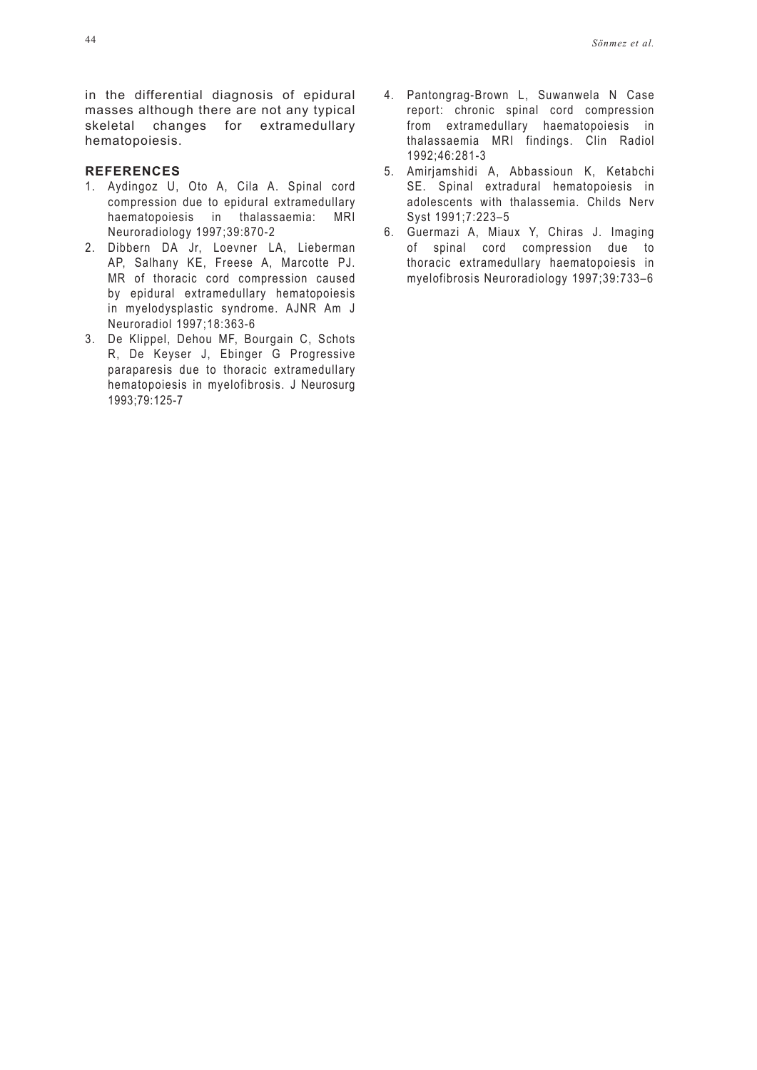in the differential diagnosis of epidural masses although there are not any typical skeletal changes for extramedullary hematopoiesis.

## REFERENCES

1. Aydingoz U, Oto A, Cila A. Spinal cord compression due to epidural extramedullary haematopoiesis in thalassaemia: MRI Neuroradiology 1997;39:870-2
2. Dibbern DA Jr, Loevner LA, Lieberman AP, Salhany KE, Freese A, Marcotte PJ. MR of thoracic cord compression caused by epidural extramedullary hematopoiesis in myelodysplastic syndrome. AJNR Am J Neuroradiol 1997;18:363-6
3. De Klippel, Dehou MF, Bourgain C, Schots R, De Keyser J, Ebinger G Progressive paraparesis due to thoracic extramedullary hematopoiesis in myelofibrosis. J Neurosurg 1993;79:125-7
4. Pantongrag-Brown L, Suwanwela N Case report: chronic spinal cord compression from extramedullary haematopoiesis in thalassaemia MRI findings. Clin Radiol 1992;46:281-3
5. Amirjamshidi A, Abbassioun K, Ketabchi SE. Spinal extradural hematopoiesis in adolescents with thalassemia. Childs Nerv Syst 1991;7:223–5
6. Guermazi A, Miaux Y, Chiras J. Imaging of spinal cord compression due to thoracic extramedullary haematopoiesis in myelofibrosis Neuroradiology 1997;39:733–6